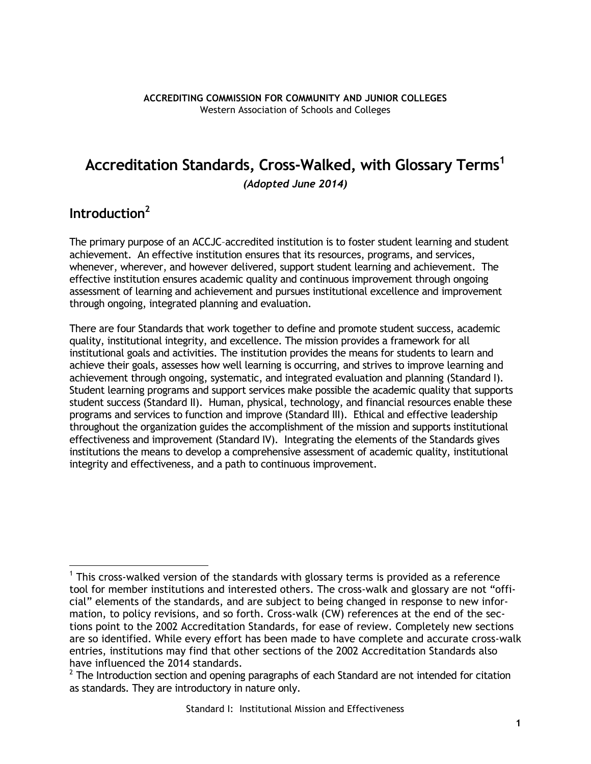**ACCREDITING COMMISSION FOR COMMUNITY AND JUNIOR COLLEGES**
Western Association of Schools and Colleges

# Accreditation Standards, Cross-Walked, with Glossary Terms[1]

***(Adopted June 2014)***

## Introduction[2]

The primary purpose of an ACCJC–accredited institution is to foster student learning and student achievement. An effective institution ensures that its resources, programs, and services, whenever, wherever, and however delivered, support student learning and achievement. The effective institution ensures academic quality and continuous improvement through ongoing assessment of learning and achievement and pursues institutional excellence and improvement through ongoing, integrated planning and evaluation.

There are four Standards that work together to define and promote student success, academic quality, institutional integrity, and excellence. The mission provides a framework for all institutional goals and activities. The institution provides the means for students to learn and achieve their goals, assesses how well learning is occurring, and strives to improve learning and achievement through ongoing, systematic, and integrated evaluation and planning (Standard I). Student learning programs and support services make possible the academic quality that supports student success (Standard II). Human, physical, technology, and financial resources enable these programs and services to function and improve (Standard III). Ethical and effective leadership throughout the organization guides the accomplishment of the mission and supports institutional effectiveness and improvement (Standard IV). Integrating the elements of the Standards gives institutions the means to develop a comprehensive assessment of academic quality, institutional integrity and effectiveness, and a path to continuous improvement.

---

[1] This cross-walked version of the standards with glossary terms is provided as a reference tool for member institutions and interested others. The cross-walk and glossary are not "official" elements of the standards, and are subject to being changed in response to new information, to policy revisions, and so forth. Cross-walk (CW) references at the end of the sections point to the 2002 Accreditation Standards, for ease of review. Completely new sections are so identified. While every effort has been made to have complete and accurate cross-walk entries, institutions may find that other sections of the 2002 Accreditation Standards also have influenced the 2014 standards.

[2] The Introduction section and opening paragraphs of each Standard are not intended for citation as standards. They are introductory in nature only.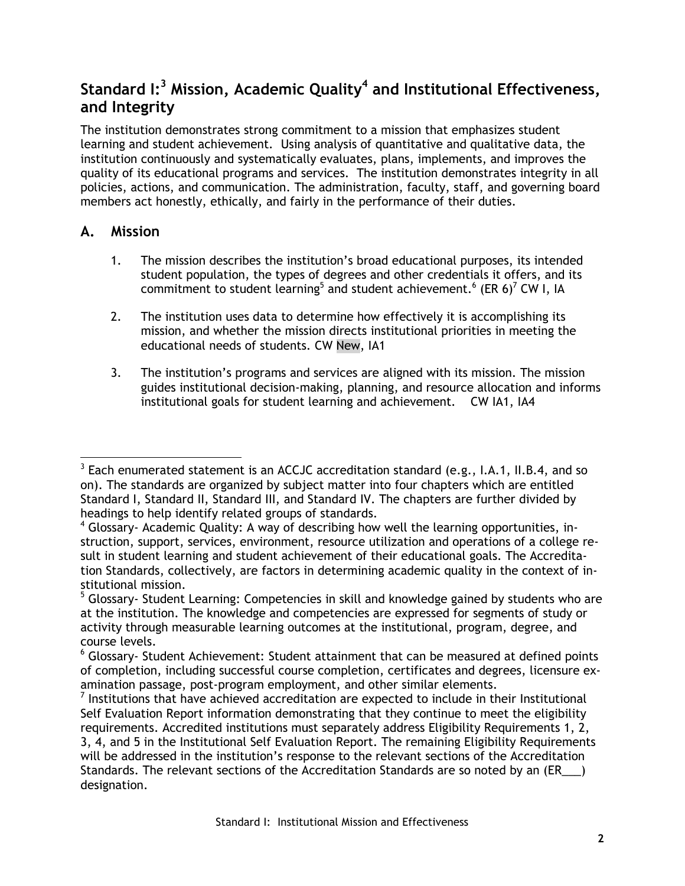## Standard I:[3] Mission, Academic Quality[4] and Institutional Effectiveness, and Integrity

The institution demonstrates strong commitment to a mission that emphasizes student learning and student achievement. Using analysis of quantitative and qualitative data, the institution continuously and systematically evaluates, plans, implements, and improves the quality of its educational programs and services. The institution demonstrates integrity in all policies, actions, and communication. The administration, faculty, staff, and governing board members act honestly, ethically, and fairly in the performance of their duties.

### A. Mission

1. The mission describes the institution's broad educational purposes, its intended student population, the types of degrees and other credentials it offers, and its commitment to student learning[5] and student achievement.[6] (ER 6)[7] CW I, IA

2. The institution uses data to determine how effectively it is accomplishing its mission, and whether the mission directs institutional priorities in meeting the educational needs of students. CW New, IA1

3. The institution's programs and services are aligned with its mission. The mission guides institutional decision-making, planning, and resource allocation and informs institutional goals for student learning and achievement. CW IA1, IA4

---

[3] Each enumerated statement is an ACCJC accreditation standard (e.g., I.A.1, II.B.4, and so on). The standards are organized by subject matter into four chapters which are entitled Standard I, Standard II, Standard III, and Standard IV. The chapters are further divided by headings to help identify related groups of standards.

[4] Glossary- Academic Quality: A way of describing how well the learning opportunities, instruction, support, services, environment, resource utilization and operations of a college result in student learning and student achievement of their educational goals. The Accreditation Standards, collectively, are factors in determining academic quality in the context of institutional mission.

[5] Glossary- Student Learning: Competencies in skill and knowledge gained by students who are at the institution. The knowledge and competencies are expressed for segments of study or activity through measurable learning outcomes at the institutional, program, degree, and course levels.

[6] Glossary- Student Achievement: Student attainment that can be measured at defined points of completion, including successful course completion, certificates and degrees, licensure examination passage, post-program employment, and other similar elements.

[7] Institutions that have achieved accreditation are expected to include in their Institutional Self Evaluation Report information demonstrating that they continue to meet the eligibility requirements. Accredited institutions must separately address Eligibility Requirements 1, 2, 3, 4, and 5 in the Institutional Self Evaluation Report. The remaining Eligibility Requirements will be addressed in the institution's response to the relevant sections of the Accreditation Standards. The relevant sections of the Accreditation Standards are so noted by an (ER___) designation.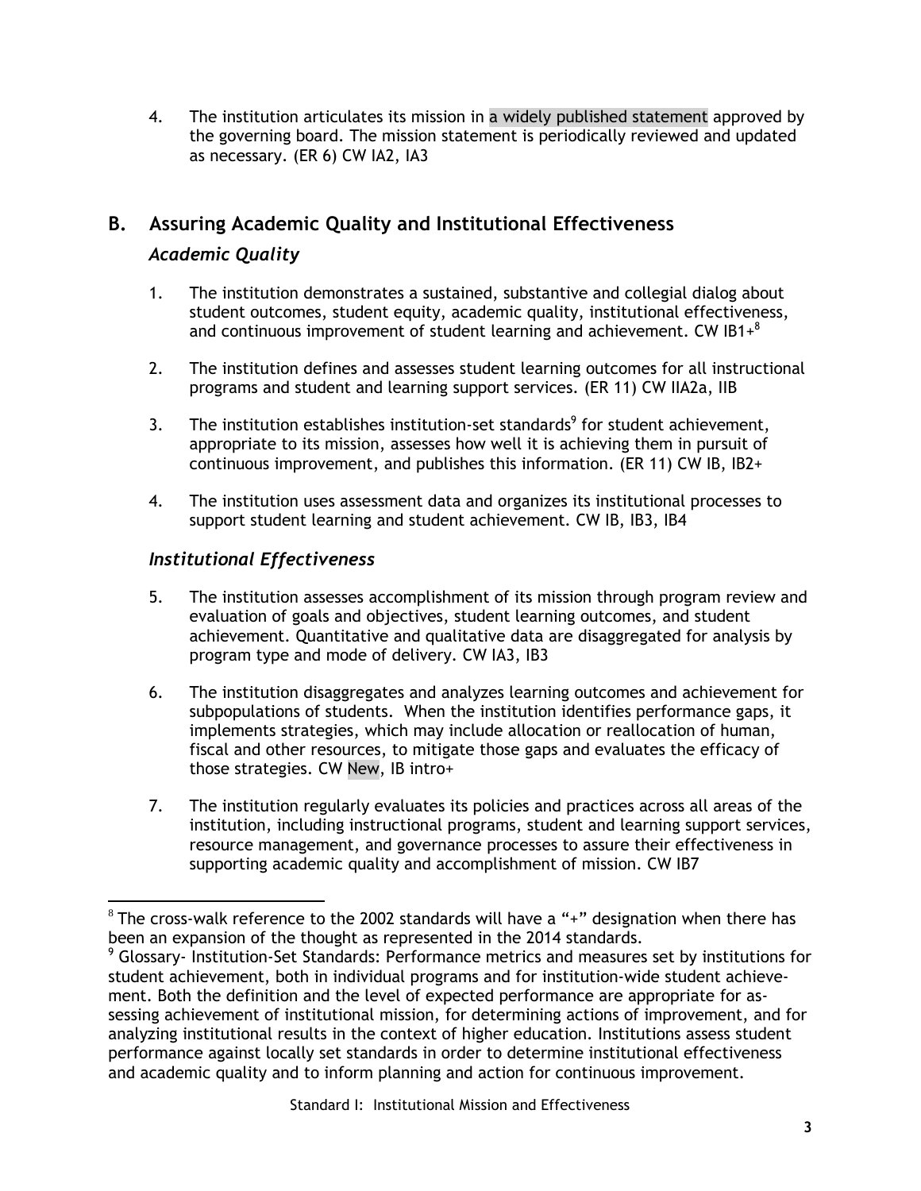4. The institution articulates its mission in a widely published statement approved by the governing board. The mission statement is periodically reviewed and updated as necessary. (ER 6) CW IA2, IA3

## B. Assuring Academic Quality and Institutional Effectiveness

### *Academic Quality*

1. The institution demonstrates a sustained, substantive and collegial dialog about student outcomes, student equity, academic quality, institutional effectiveness, and continuous improvement of student learning and achievement. CW IB1+[8]

2. The institution defines and assesses student learning outcomes for all instructional programs and student and learning support services. (ER 11) CW IIA2a, IIB

3. The institution establishes institution-set standards[9] for student achievement, appropriate to its mission, assesses how well it is achieving them in pursuit of continuous improvement, and publishes this information. (ER 11) CW IB, IB2+

4. The institution uses assessment data and organizes its institutional processes to support student learning and student achievement. CW IB, IB3, IB4

### *Institutional Effectiveness*

5. The institution assesses accomplishment of its mission through program review and evaluation of goals and objectives, student learning outcomes, and student achievement. Quantitative and qualitative data are disaggregated for analysis by program type and mode of delivery. CW IA3, IB3

6. The institution disaggregates and analyzes learning outcomes and achievement for subpopulations of students. When the institution identifies performance gaps, it implements strategies, which may include allocation or reallocation of human, fiscal and other resources, to mitigate those gaps and evaluates the efficacy of those strategies. CW New, IB intro+

7. The institution regularly evaluates its policies and practices across all areas of the institution, including instructional programs, student and learning support services, resource management, and governance processes to assure their effectiveness in supporting academic quality and accomplishment of mission. CW IB7

---

[8] The cross-walk reference to the 2002 standards will have a "+" designation when there has been an expansion of the thought as represented in the 2014 standards.

[9] Glossary- Institution-Set Standards: Performance metrics and measures set by institutions for student achievement, both in individual programs and for institution-wide student achievement. Both the definition and the level of expected performance are appropriate for assessing achievement of institutional mission, for determining actions of improvement, and for analyzing institutional results in the context of higher education. Institutions assess student performance against locally set standards in order to determine institutional effectiveness and academic quality and to inform planning and action for continuous improvement.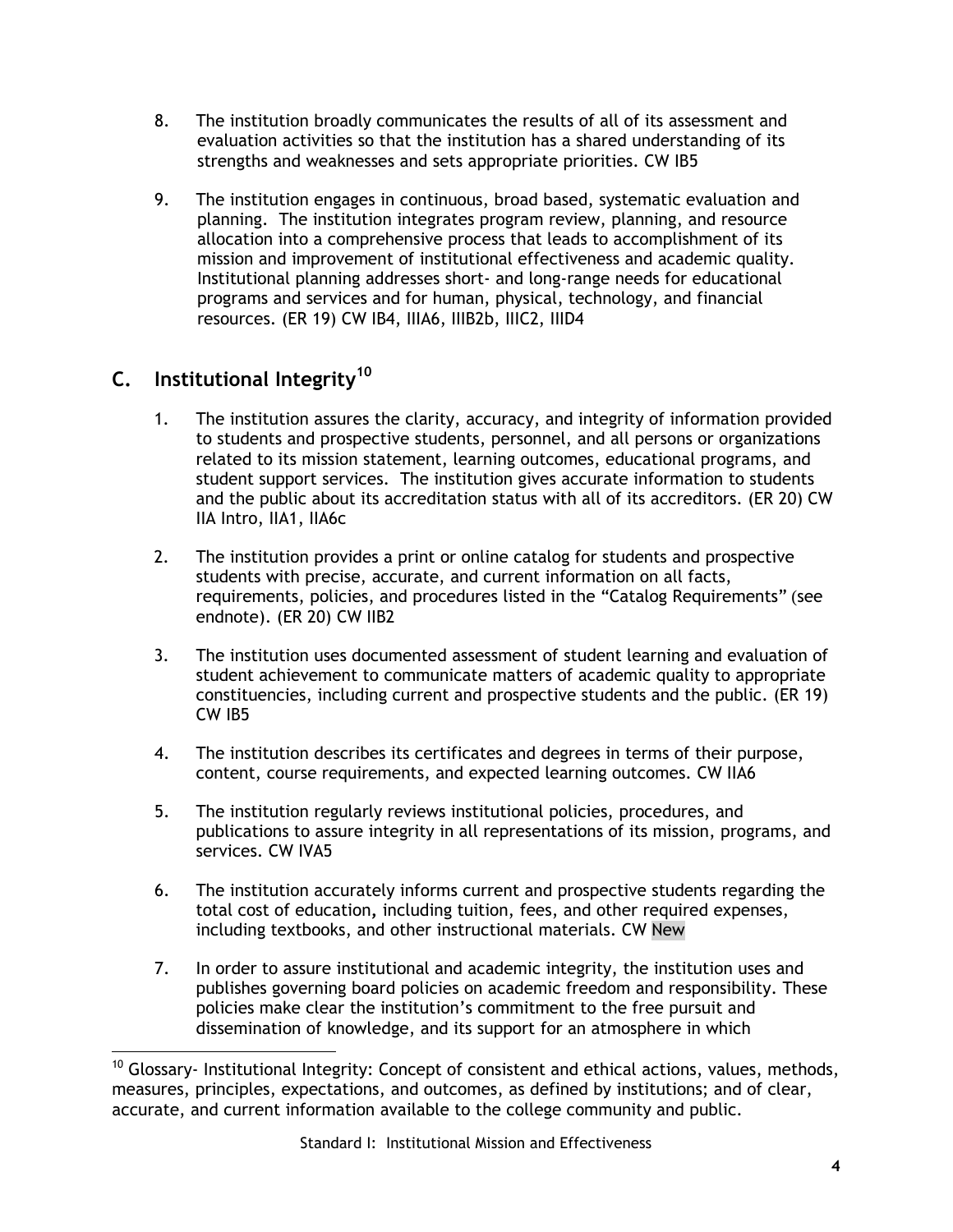8. The institution broadly communicates the results of all of its assessment and evaluation activities so that the institution has a shared understanding of its strengths and weaknesses and sets appropriate priorities. CW IB5

9. The institution engages in continuous, broad based, systematic evaluation and planning. The institution integrates program review, planning, and resource allocation into a comprehensive process that leads to accomplishment of its mission and improvement of institutional effectiveness and academic quality. Institutional planning addresses short- and long-range needs for educational programs and services and for human, physical, technology, and financial resources. (ER 19) CW IB4, IIIA6, IIIB2b, IIIC2, IIID4

## C. Institutional Integrity[10]

1. The institution assures the clarity, accuracy, and integrity of information provided to students and prospective students, personnel, and all persons or organizations related to its mission statement, learning outcomes, educational programs, and student support services. The institution gives accurate information to students and the public about its accreditation status with all of its accreditors. (ER 20) CW IIA Intro, IIA1, IIA6c

2. The institution provides a print or online catalog for students and prospective students with precise, accurate, and current information on all facts, requirements, policies, and procedures listed in the "Catalog Requirements" (see endnote). (ER 20) CW IIB2

3. The institution uses documented assessment of student learning and evaluation of student achievement to communicate matters of academic quality to appropriate constituencies, including current and prospective students and the public. (ER 19) CW IB5

4. The institution describes its certificates and degrees in terms of their purpose, content, course requirements, and expected learning outcomes. CW IIA6

5. The institution regularly reviews institutional policies, procedures, and publications to assure integrity in all representations of its mission, programs, and services. CW IVA5

6. The institution accurately informs current and prospective students regarding the total cost of education, including tuition, fees, and other required expenses, including textbooks, and other instructional materials. CW New

7. In order to assure institutional and academic integrity, the institution uses and publishes governing board policies on academic freedom and responsibility. These policies make clear the institution's commitment to the free pursuit and dissemination of knowledge, and its support for an atmosphere in which

[10] Glossary- Institutional Integrity: Concept of consistent and ethical actions, values, methods, measures, principles, expectations, and outcomes, as defined by institutions; and of clear, accurate, and current information available to the college community and public.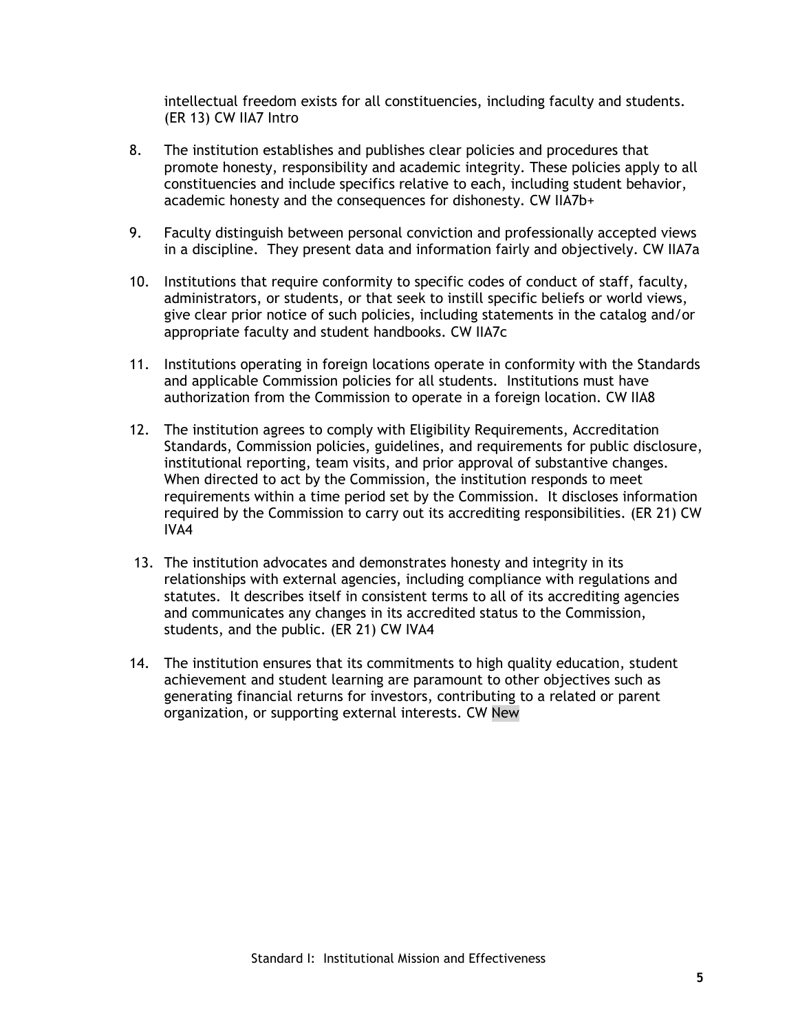intellectual freedom exists for all constituencies, including faculty and students. (ER 13) CW IIA7 Intro

8. The institution establishes and publishes clear policies and procedures that promote honesty, responsibility and academic integrity. These policies apply to all constituencies and include specifics relative to each, including student behavior, academic honesty and the consequences for dishonesty. CW IIA7b+

9. Faculty distinguish between personal conviction and professionally accepted views in a discipline. They present data and information fairly and objectively. CW IIA7a

10. Institutions that require conformity to specific codes of conduct of staff, faculty, administrators, or students, or that seek to instill specific beliefs or world views, give clear prior notice of such policies, including statements in the catalog and/or appropriate faculty and student handbooks. CW IIA7c

11. Institutions operating in foreign locations operate in conformity with the Standards and applicable Commission policies for all students. Institutions must have authorization from the Commission to operate in a foreign location. CW IIA8

12. The institution agrees to comply with Eligibility Requirements, Accreditation Standards, Commission policies, guidelines, and requirements for public disclosure, institutional reporting, team visits, and prior approval of substantive changes. When directed to act by the Commission, the institution responds to meet requirements within a time period set by the Commission. It discloses information required by the Commission to carry out its accrediting responsibilities. (ER 21) CW IVA4

13. The institution advocates and demonstrates honesty and integrity in its relationships with external agencies, including compliance with regulations and statutes. It describes itself in consistent terms to all of its accrediting agencies and communicates any changes in its accredited status to the Commission, students, and the public. (ER 21) CW IVA4

14. The institution ensures that its commitments to high quality education, student achievement and student learning are paramount to other objectives such as generating financial returns for investors, contributing to a related or parent organization, or supporting external interests. CW New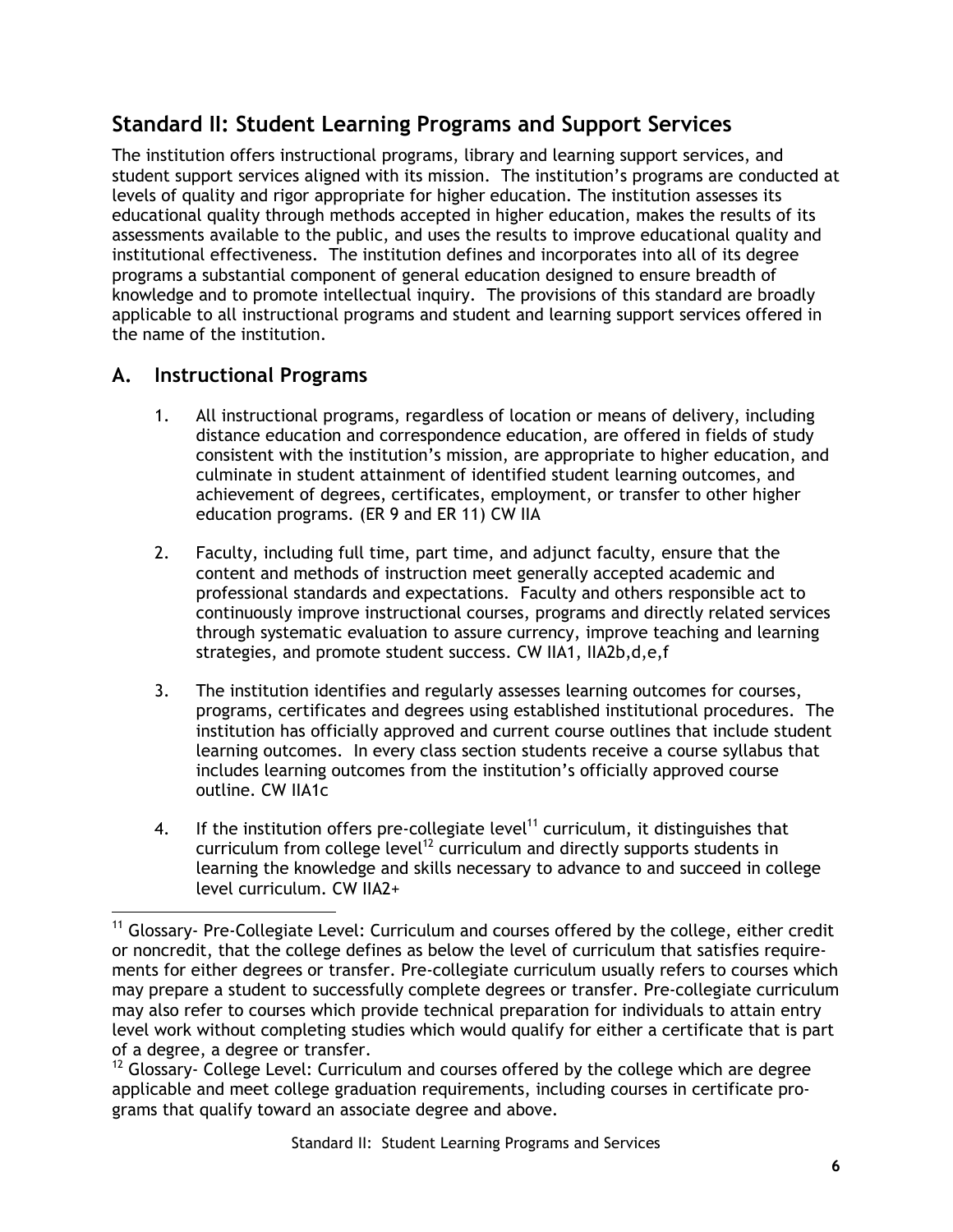## Standard II: Student Learning Programs and Support Services

The institution offers instructional programs, library and learning support services, and student support services aligned with its mission. The institution's programs are conducted at levels of quality and rigor appropriate for higher education. The institution assesses its educational quality through methods accepted in higher education, makes the results of its assessments available to the public, and uses the results to improve educational quality and institutional effectiveness. The institution defines and incorporates into all of its degree programs a substantial component of general education designed to ensure breadth of knowledge and to promote intellectual inquiry. The provisions of this standard are broadly applicable to all instructional programs and student and learning support services offered in the name of the institution.

### A. Instructional Programs

1. All instructional programs, regardless of location or means of delivery, including distance education and correspondence education, are offered in fields of study consistent with the institution's mission, are appropriate to higher education, and culminate in student attainment of identified student learning outcomes, and achievement of degrees, certificates, employment, or transfer to other higher education programs. (ER 9 and ER 11) CW IIA

2. Faculty, including full time, part time, and adjunct faculty, ensure that the content and methods of instruction meet generally accepted academic and professional standards and expectations. Faculty and others responsible act to continuously improve instructional courses, programs and directly related services through systematic evaluation to assure currency, improve teaching and learning strategies, and promote student success. CW IIA1, IIA2b,d,e,f

3. The institution identifies and regularly assesses learning outcomes for courses, programs, certificates and degrees using established institutional procedures. The institution has officially approved and current course outlines that include student learning outcomes. In every class section students receive a course syllabus that includes learning outcomes from the institution's officially approved course outline. CW IIA1c

4. If the institution offers pre-collegiate level[11] curriculum, it distinguishes that curriculum from college level[12] curriculum and directly supports students in learning the knowledge and skills necessary to advance to and succeed in college level curriculum. CW IIA2+

---

[11] Glossary- Pre-Collegiate Level: Curriculum and courses offered by the college, either credit or noncredit, that the college defines as below the level of curriculum that satisfies requirements for either degrees or transfer. Pre-collegiate curriculum usually refers to courses which may prepare a student to successfully complete degrees or transfer. Pre-collegiate curriculum may also refer to courses which provide technical preparation for individuals to attain entry level work without completing studies which would qualify for either a certificate that is part of a degree, a degree or transfer.

[12] Glossary- College Level: Curriculum and courses offered by the college which are degree applicable and meet college graduation requirements, including courses in certificate programs that qualify toward an associate degree and above.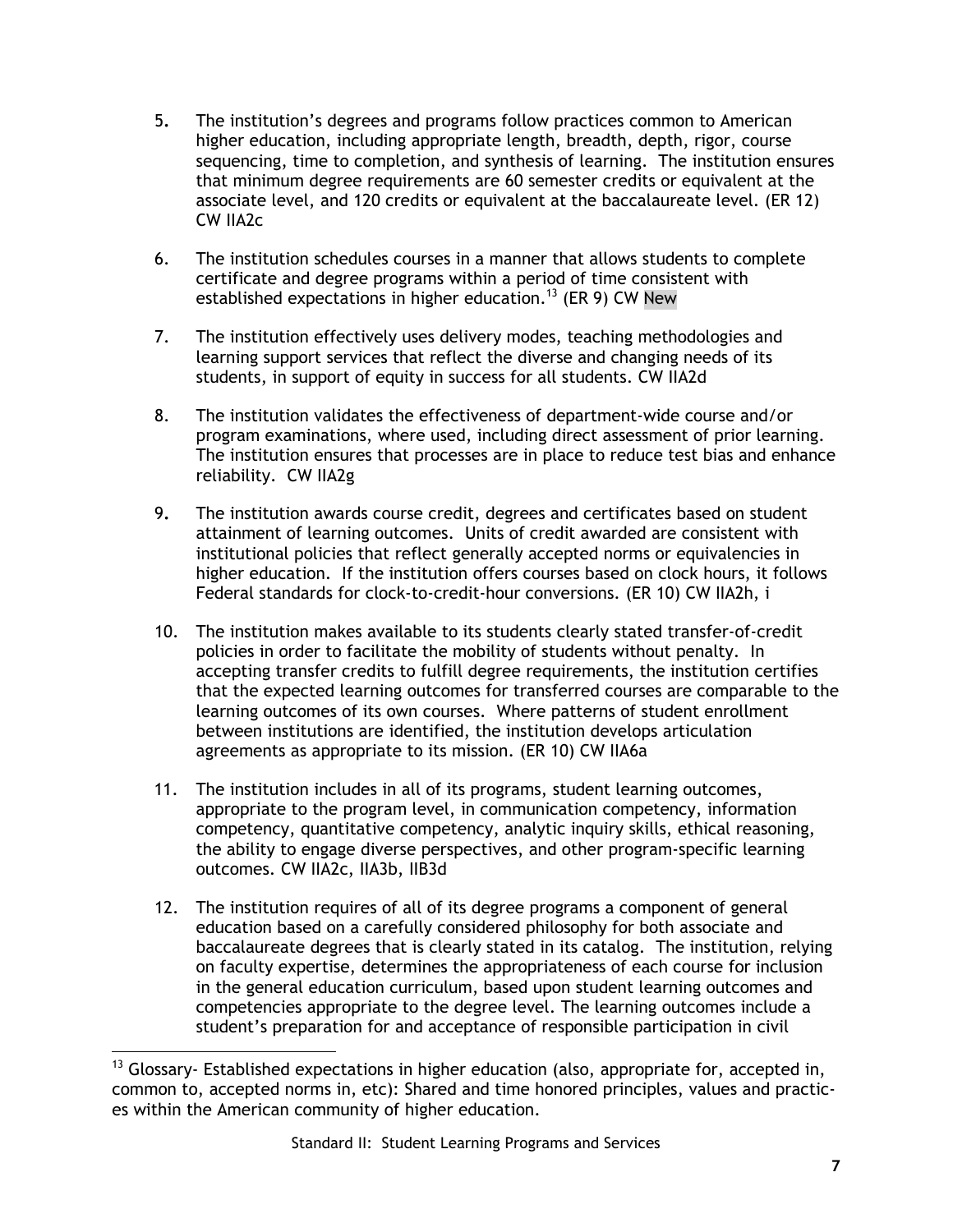5. The institution's degrees and programs follow practices common to American higher education, including appropriate length, breadth, depth, rigor, course sequencing, time to completion, and synthesis of learning. The institution ensures that minimum degree requirements are 60 semester credits or equivalent at the associate level, and 120 credits or equivalent at the baccalaureate level. (ER 12) CW IIA2c

6. The institution schedules courses in a manner that allows students to complete certificate and degree programs within a period of time consistent with established expectations in higher education.[13] (ER 9) CW New

7. The institution effectively uses delivery modes, teaching methodologies and learning support services that reflect the diverse and changing needs of its students, in support of equity in success for all students. CW IIA2d

8. The institution validates the effectiveness of department-wide course and/or program examinations, where used, including direct assessment of prior learning. The institution ensures that processes are in place to reduce test bias and enhance reliability. CW IIA2g

9. The institution awards course credit, degrees and certificates based on student attainment of learning outcomes. Units of credit awarded are consistent with institutional policies that reflect generally accepted norms or equivalencies in higher education. If the institution offers courses based on clock hours, it follows Federal standards for clock-to-credit-hour conversions. (ER 10) CW IIA2h, i

10. The institution makes available to its students clearly stated transfer-of-credit policies in order to facilitate the mobility of students without penalty. In accepting transfer credits to fulfill degree requirements, the institution certifies that the expected learning outcomes for transferred courses are comparable to the learning outcomes of its own courses. Where patterns of student enrollment between institutions are identified, the institution develops articulation agreements as appropriate to its mission. (ER 10) CW IIA6a

11. The institution includes in all of its programs, student learning outcomes, appropriate to the program level, in communication competency, information competency, quantitative competency, analytic inquiry skills, ethical reasoning, the ability to engage diverse perspectives, and other program-specific learning outcomes. CW IIA2c, IIA3b, IIB3d

12. The institution requires of all of its degree programs a component of general education based on a carefully considered philosophy for both associate and baccalaureate degrees that is clearly stated in its catalog. The institution, relying on faculty expertise, determines the appropriateness of each course for inclusion in the general education curriculum, based upon student learning outcomes and competencies appropriate to the degree level. The learning outcomes include a student's preparation for and acceptance of responsible participation in civil

---

[13] Glossary- Established expectations in higher education (also, appropriate for, accepted in, common to, accepted norms in, etc): Shared and time honored principles, values and practices within the American community of higher education.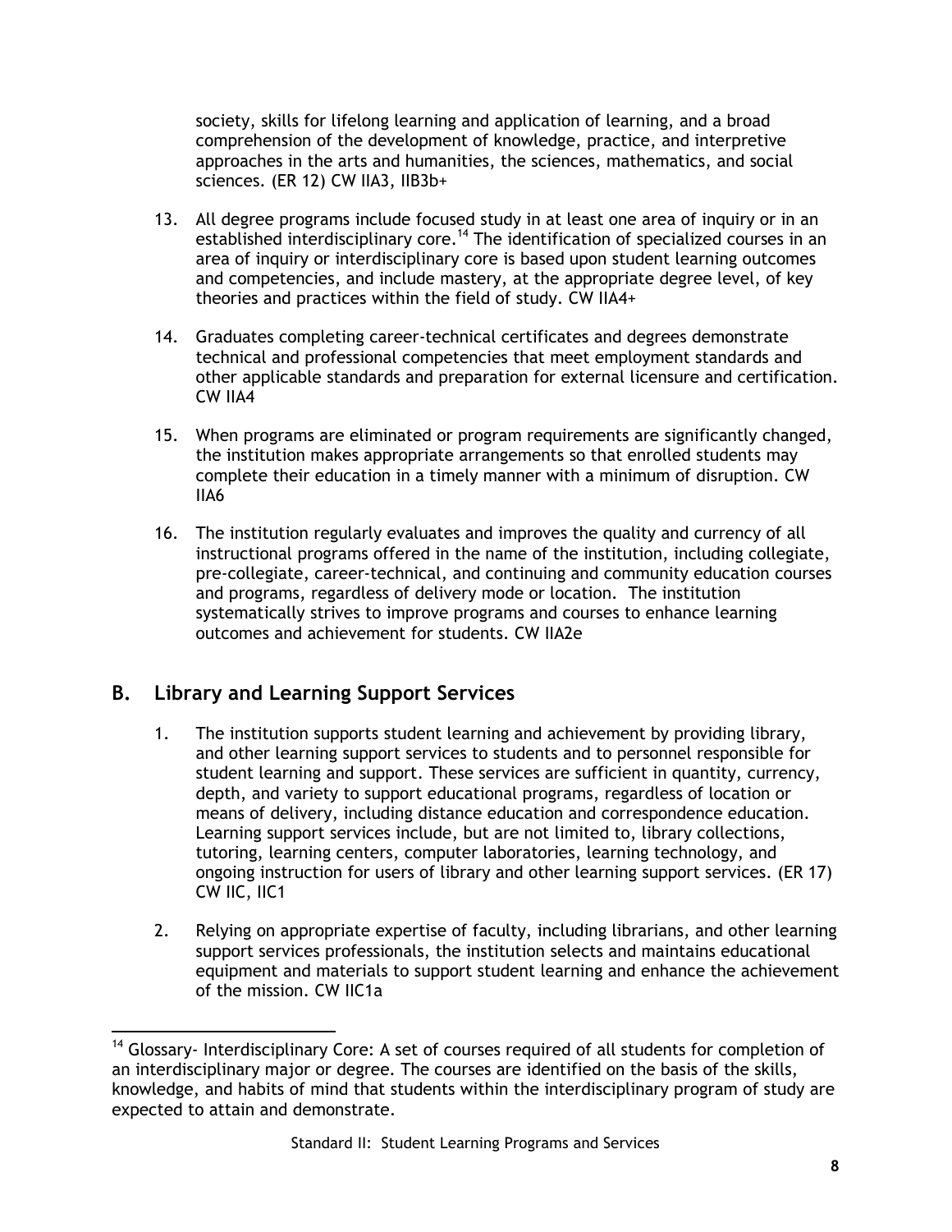society, skills for lifelong learning and application of learning, and a broad comprehension of the development of knowledge, practice, and interpretive approaches in the arts and humanities, the sciences, mathematics, and social sciences. (ER 12) CW IIA3, IIB3b+

13. All degree programs include focused study in at least one area of inquiry or in an established interdisciplinary core.[14] The identification of specialized courses in an area of inquiry or interdisciplinary core is based upon student learning outcomes and competencies, and include mastery, at the appropriate degree level, of key theories and practices within the field of study. CW IIA4+

14. Graduates completing career-technical certificates and degrees demonstrate technical and professional competencies that meet employment standards and other applicable standards and preparation for external licensure and certification. CW IIA4

15. When programs are eliminated or program requirements are significantly changed, the institution makes appropriate arrangements so that enrolled students may complete their education in a timely manner with a minimum of disruption. CW IIA6

16. The institution regularly evaluates and improves the quality and currency of all instructional programs offered in the name of the institution, including collegiate, pre-collegiate, career-technical, and continuing and community education courses and programs, regardless of delivery mode or location. The institution systematically strives to improve programs and courses to enhance learning outcomes and achievement for students. CW IIA2e

## B. Library and Learning Support Services

1. The institution supports student learning and achievement by providing library, and other learning support services to students and to personnel responsible for student learning and support. These services are sufficient in quantity, currency, depth, and variety to support educational programs, regardless of location or means of delivery, including distance education and correspondence education. Learning support services include, but are not limited to, library collections, tutoring, learning centers, computer laboratories, learning technology, and ongoing instruction for users of library and other learning support services. (ER 17) CW IIC, IIC1

2. Relying on appropriate expertise of faculty, including librarians, and other learning support services professionals, the institution selects and maintains educational equipment and materials to support student learning and enhance the achievement of the mission. CW IIC1a

[14] Glossary- Interdisciplinary Core: A set of courses required of all students for completion of an interdisciplinary major or degree. The courses are identified on the basis of the skills, knowledge, and habits of mind that students within the interdisciplinary program of study are expected to attain and demonstrate.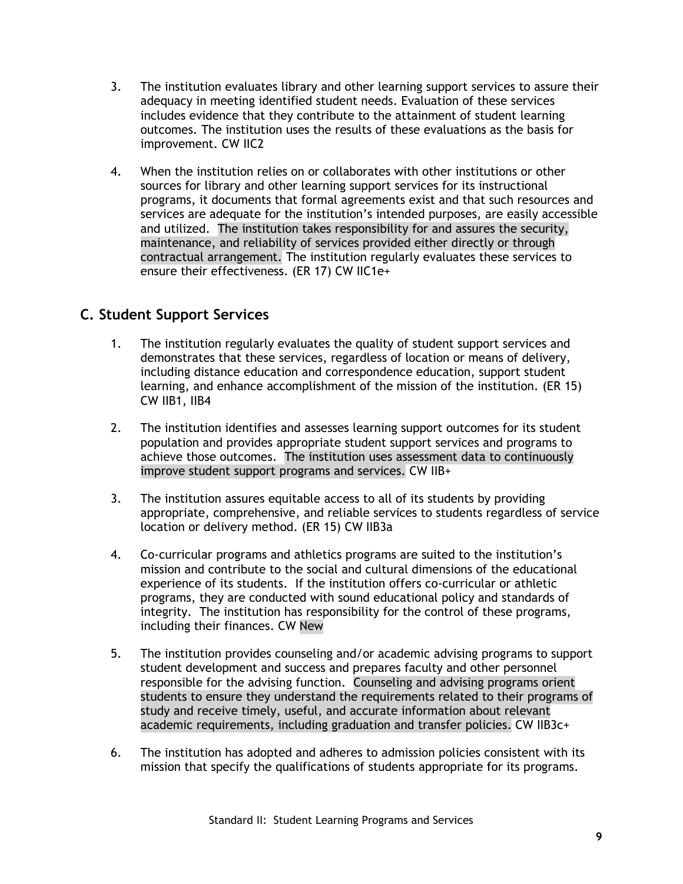3. The institution evaluates library and other learning support services to assure their adequacy in meeting identified student needs. Evaluation of these services includes evidence that they contribute to the attainment of student learning outcomes. The institution uses the results of these evaluations as the basis for improvement. CW IIC2

4. When the institution relies on or collaborates with other institutions or other sources for library and other learning support services for its instructional programs, it documents that formal agreements exist and that such resources and services are adequate for the institution's intended purposes, are easily accessible and utilized. The institution takes responsibility for and assures the security, maintenance, and reliability of services provided either directly or through contractual arrangement. The institution regularly evaluates these services to ensure their effectiveness. (ER 17) CW IIC1e+

## C. Student Support Services

1. The institution regularly evaluates the quality of student support services and demonstrates that these services, regardless of location or means of delivery, including distance education and correspondence education, support student learning, and enhance accomplishment of the mission of the institution. (ER 15) CW IIB1, IIB4

2. The institution identifies and assesses learning support outcomes for its student population and provides appropriate student support services and programs to achieve those outcomes. The institution uses assessment data to continuously improve student support programs and services. CW IIB+

3. The institution assures equitable access to all of its students by providing appropriate, comprehensive, and reliable services to students regardless of service location or delivery method. (ER 15) CW IIB3a

4. Co-curricular programs and athletics programs are suited to the institution's mission and contribute to the social and cultural dimensions of the educational experience of its students. If the institution offers co-curricular or athletic programs, they are conducted with sound educational policy and standards of integrity. The institution has responsibility for the control of these programs, including their finances. CW New

5. The institution provides counseling and/or academic advising programs to support student development and success and prepares faculty and other personnel responsible for the advising function. Counseling and advising programs orient students to ensure they understand the requirements related to their programs of study and receive timely, useful, and accurate information about relevant academic requirements, including graduation and transfer policies. CW IIB3c+

6. The institution has adopted and adheres to admission policies consistent with its mission that specify the qualifications of students appropriate for its programs.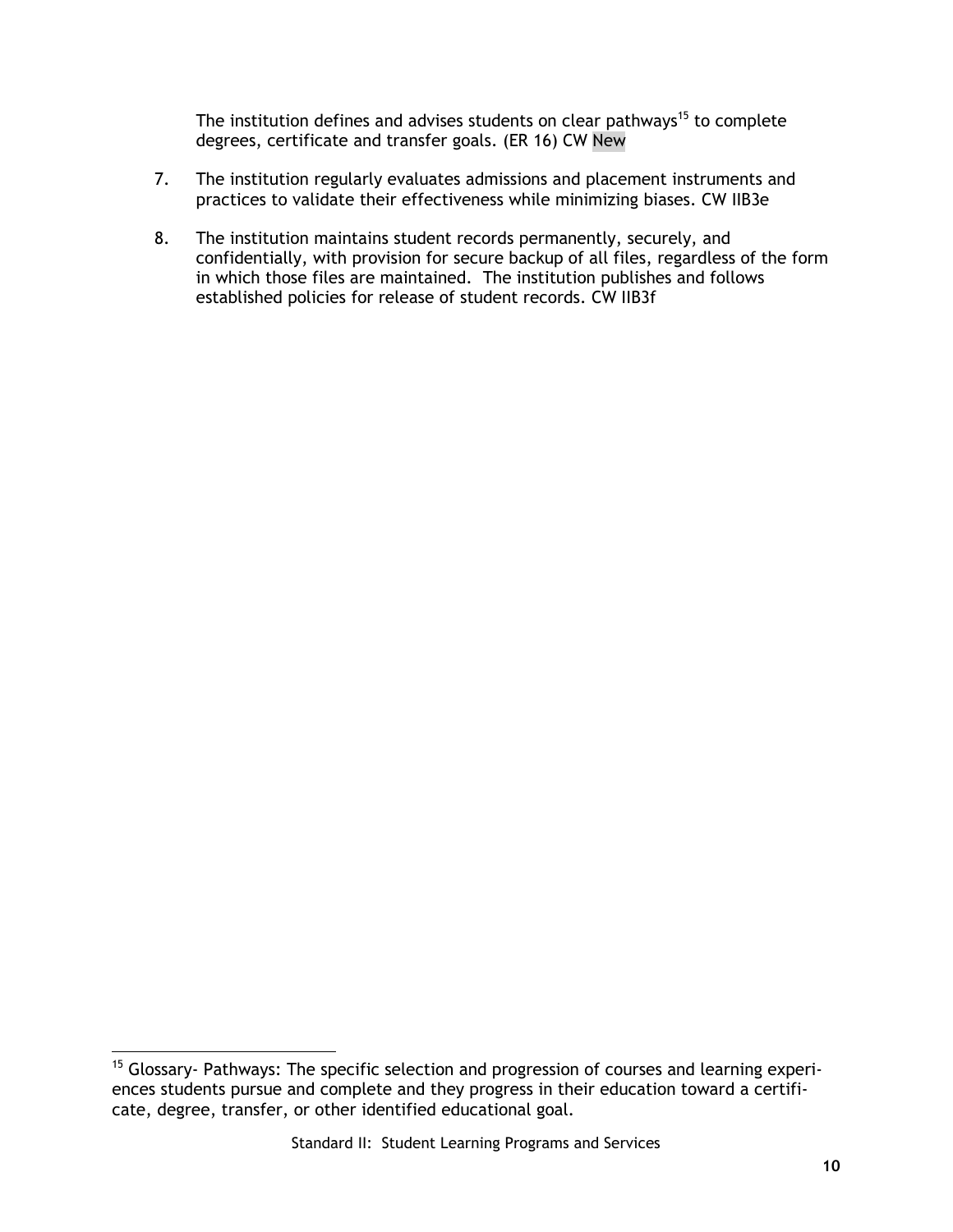The institution defines and advises students on clear pathways[15] to complete degrees, certificate and transfer goals. (ER 16) CW New

7. The institution regularly evaluates admissions and placement instruments and practices to validate their effectiveness while minimizing biases. CW IIB3e

8. The institution maintains student records permanently, securely, and confidentially, with provision for secure backup of all files, regardless of the form in which those files are maintained. The institution publishes and follows established policies for release of student records. CW IIB3f

---

[15] Glossary- Pathways: The specific selection and progression of courses and learning experiences students pursue and complete and they progress in their education toward a certificate, degree, transfer, or other identified educational goal.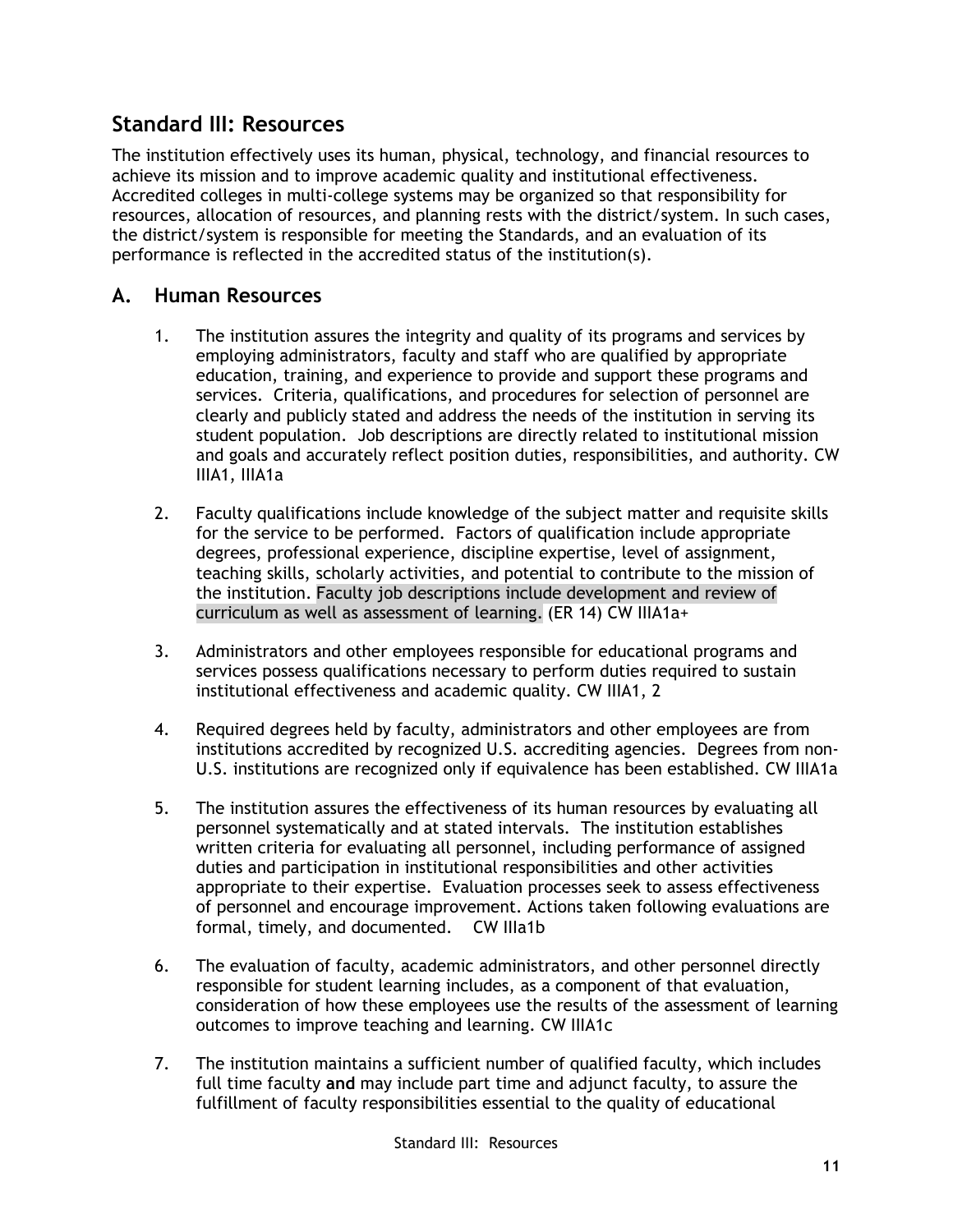## Standard III: Resources

The institution effectively uses its human, physical, technology, and financial resources to achieve its mission and to improve academic quality and institutional effectiveness. Accredited colleges in multi-college systems may be organized so that responsibility for resources, allocation of resources, and planning rests with the district/system. In such cases, the district/system is responsible for meeting the Standards, and an evaluation of its performance is reflected in the accredited status of the institution(s).

### A. Human Resources

1. The institution assures the integrity and quality of its programs and services by employing administrators, faculty and staff who are qualified by appropriate education, training, and experience to provide and support these programs and services. Criteria, qualifications, and procedures for selection of personnel are clearly and publicly stated and address the needs of the institution in serving its student population. Job descriptions are directly related to institutional mission and goals and accurately reflect position duties, responsibilities, and authority. CW IIIA1, IIIA1a

2. Faculty qualifications include knowledge of the subject matter and requisite skills for the service to be performed. Factors of qualification include appropriate degrees, professional experience, discipline expertise, level of assignment, teaching skills, scholarly activities, and potential to contribute to the mission of the institution. Faculty job descriptions include development and review of curriculum as well as assessment of learning. (ER 14) CW IIIA1a+

3. Administrators and other employees responsible for educational programs and services possess qualifications necessary to perform duties required to sustain institutional effectiveness and academic quality. CW IIIA1, 2

4. Required degrees held by faculty, administrators and other employees are from institutions accredited by recognized U.S. accrediting agencies. Degrees from non-U.S. institutions are recognized only if equivalence has been established. CW IIIA1a

5. The institution assures the effectiveness of its human resources by evaluating all personnel systematically and at stated intervals. The institution establishes written criteria for evaluating all personnel, including performance of assigned duties and participation in institutional responsibilities and other activities appropriate to their expertise. Evaluation processes seek to assess effectiveness of personnel and encourage improvement. Actions taken following evaluations are formal, timely, and documented. CW IIIa1b

6. The evaluation of faculty, academic administrators, and other personnel directly responsible for student learning includes, as a component of that evaluation, consideration of how these employees use the results of the assessment of learning outcomes to improve teaching and learning. CW IIIA1c

7. The institution maintains a sufficient number of qualified faculty, which includes full time faculty **and** may include part time and adjunct faculty, to assure the fulfillment of faculty responsibilities essential to the quality of educational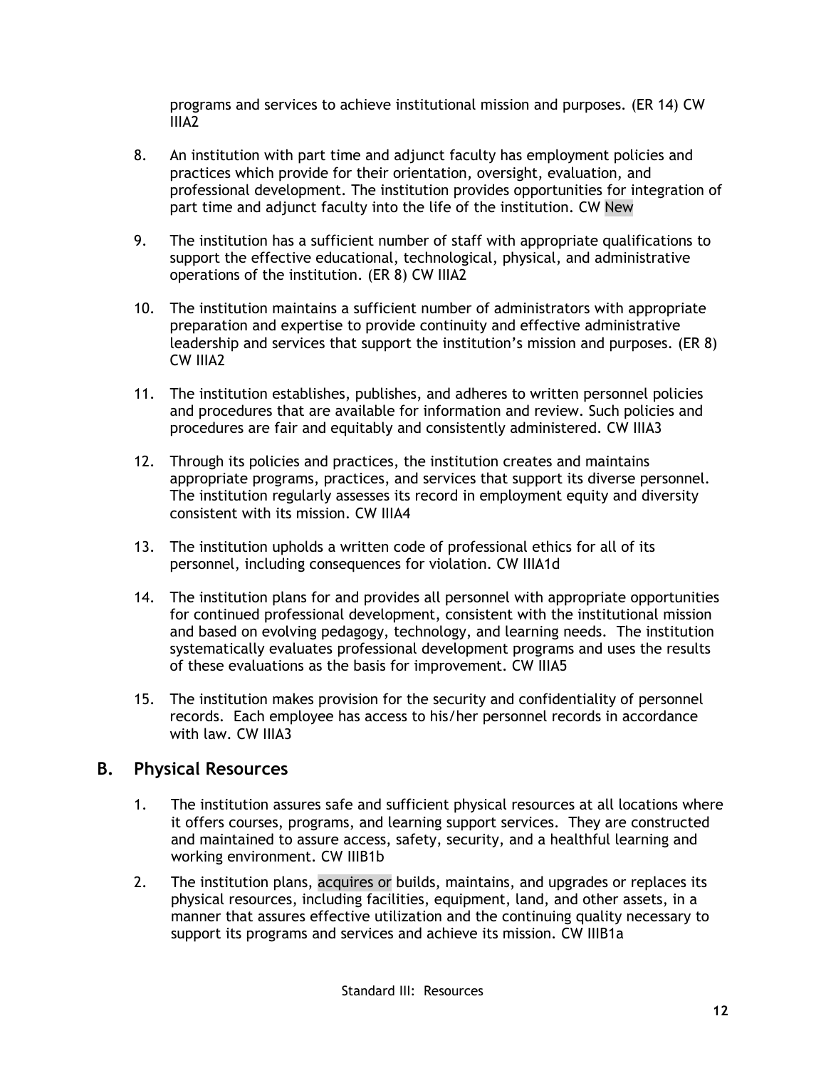programs and services to achieve institutional mission and purposes. (ER 14) CW IIIA2

8. An institution with part time and adjunct faculty has employment policies and practices which provide for their orientation, oversight, evaluation, and professional development. The institution provides opportunities for integration of part time and adjunct faculty into the life of the institution. CW New

9. The institution has a sufficient number of staff with appropriate qualifications to support the effective educational, technological, physical, and administrative operations of the institution. (ER 8) CW IIIA2

10. The institution maintains a sufficient number of administrators with appropriate preparation and expertise to provide continuity and effective administrative leadership and services that support the institution's mission and purposes. (ER 8) CW IIIA2

11. The institution establishes, publishes, and adheres to written personnel policies and procedures that are available for information and review. Such policies and procedures are fair and equitably and consistently administered. CW IIIA3

12. Through its policies and practices, the institution creates and maintains appropriate programs, practices, and services that support its diverse personnel. The institution regularly assesses its record in employment equity and diversity consistent with its mission. CW IIIA4

13. The institution upholds a written code of professional ethics for all of its personnel, including consequences for violation. CW IIIA1d

14. The institution plans for and provides all personnel with appropriate opportunities for continued professional development, consistent with the institutional mission and based on evolving pedagogy, technology, and learning needs. The institution systematically evaluates professional development programs and uses the results of these evaluations as the basis for improvement. CW IIIA5

15. The institution makes provision for the security and confidentiality of personnel records. Each employee has access to his/her personnel records in accordance with law. CW IIIA3

## B. Physical Resources

1. The institution assures safe and sufficient physical resources at all locations where it offers courses, programs, and learning support services. They are constructed and maintained to assure access, safety, security, and a healthful learning and working environment. CW IIIB1b

2. The institution plans, acquires or builds, maintains, and upgrades or replaces its physical resources, including facilities, equipment, land, and other assets, in a manner that assures effective utilization and the continuing quality necessary to support its programs and services and achieve its mission. CW IIIB1a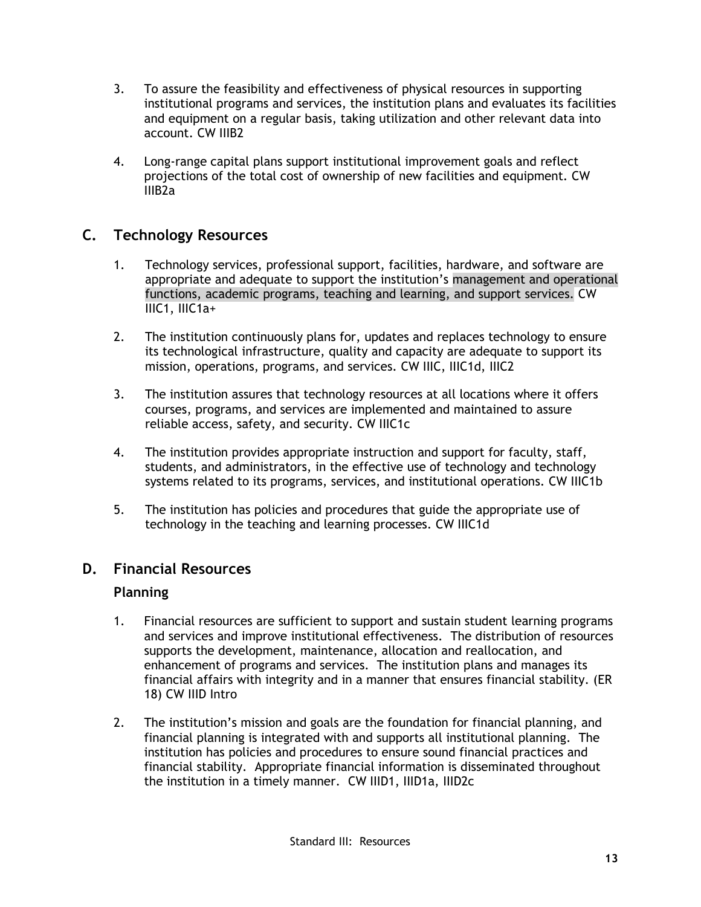3. To assure the feasibility and effectiveness of physical resources in supporting institutional programs and services, the institution plans and evaluates its facilities and equipment on a regular basis, taking utilization and other relevant data into account. CW IIIB2

4. Long-range capital plans support institutional improvement goals and reflect projections of the total cost of ownership of new facilities and equipment. CW IIIB2a

## C. Technology Resources

1. Technology services, professional support, facilities, hardware, and software are appropriate and adequate to support the institution's management and operational functions, academic programs, teaching and learning, and support services. CW IIIC1, IIIC1a+

2. The institution continuously plans for, updates and replaces technology to ensure its technological infrastructure, quality and capacity are adequate to support its mission, operations, programs, and services. CW IIIC, IIIC1d, IIIC2

3. The institution assures that technology resources at all locations where it offers courses, programs, and services are implemented and maintained to assure reliable access, safety, and security. CW IIIC1c

4. The institution provides appropriate instruction and support for faculty, staff, students, and administrators, in the effective use of technology and technology systems related to its programs, services, and institutional operations. CW IIIC1b

5. The institution has policies and procedures that guide the appropriate use of technology in the teaching and learning processes. CW IIIC1d

## D. Financial Resources

### Planning

1. Financial resources are sufficient to support and sustain student learning programs and services and improve institutional effectiveness. The distribution of resources supports the development, maintenance, allocation and reallocation, and enhancement of programs and services. The institution plans and manages its financial affairs with integrity and in a manner that ensures financial stability. (ER 18) CW IIID Intro

2. The institution's mission and goals are the foundation for financial planning, and financial planning is integrated with and supports all institutional planning. The institution has policies and procedures to ensure sound financial practices and financial stability. Appropriate financial information is disseminated throughout the institution in a timely manner. CW IIID1, IIID1a, IIID2c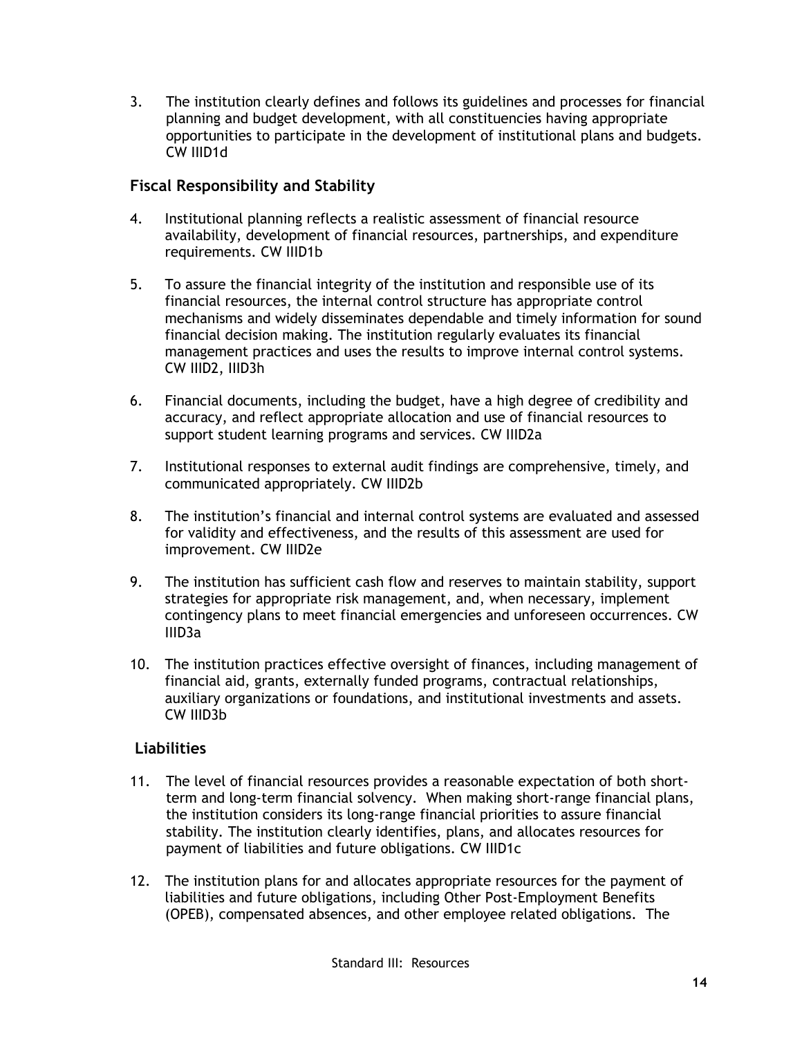3. The institution clearly defines and follows its guidelines and processes for financial planning and budget development, with all constituencies having appropriate opportunities to participate in the development of institutional plans and budgets. CW IIID1d

### Fiscal Responsibility and Stability

4. Institutional planning reflects a realistic assessment of financial resource availability, development of financial resources, partnerships, and expenditure requirements. CW IIID1b

5. To assure the financial integrity of the institution and responsible use of its financial resources, the internal control structure has appropriate control mechanisms and widely disseminates dependable and timely information for sound financial decision making. The institution regularly evaluates its financial management practices and uses the results to improve internal control systems. CW IIID2, IIID3h

6. Financial documents, including the budget, have a high degree of credibility and accuracy, and reflect appropriate allocation and use of financial resources to support student learning programs and services. CW IIID2a

7. Institutional responses to external audit findings are comprehensive, timely, and communicated appropriately. CW IIID2b

8. The institution's financial and internal control systems are evaluated and assessed for validity and effectiveness, and the results of this assessment are used for improvement. CW IIID2e

9. The institution has sufficient cash flow and reserves to maintain stability, support strategies for appropriate risk management, and, when necessary, implement contingency plans to meet financial emergencies and unforeseen occurrences. CW IIID3a

10. The institution practices effective oversight of finances, including management of financial aid, grants, externally funded programs, contractual relationships, auxiliary organizations or foundations, and institutional investments and assets. CW IIID3b

### Liabilities

11. The level of financial resources provides a reasonable expectation of both short-term and long-term financial solvency. When making short-range financial plans, the institution considers its long-range financial priorities to assure financial stability. The institution clearly identifies, plans, and allocates resources for payment of liabilities and future obligations. CW IIID1c

12. The institution plans for and allocates appropriate resources for the payment of liabilities and future obligations, including Other Post-Employment Benefits (OPEB), compensated absences, and other employee related obligations. The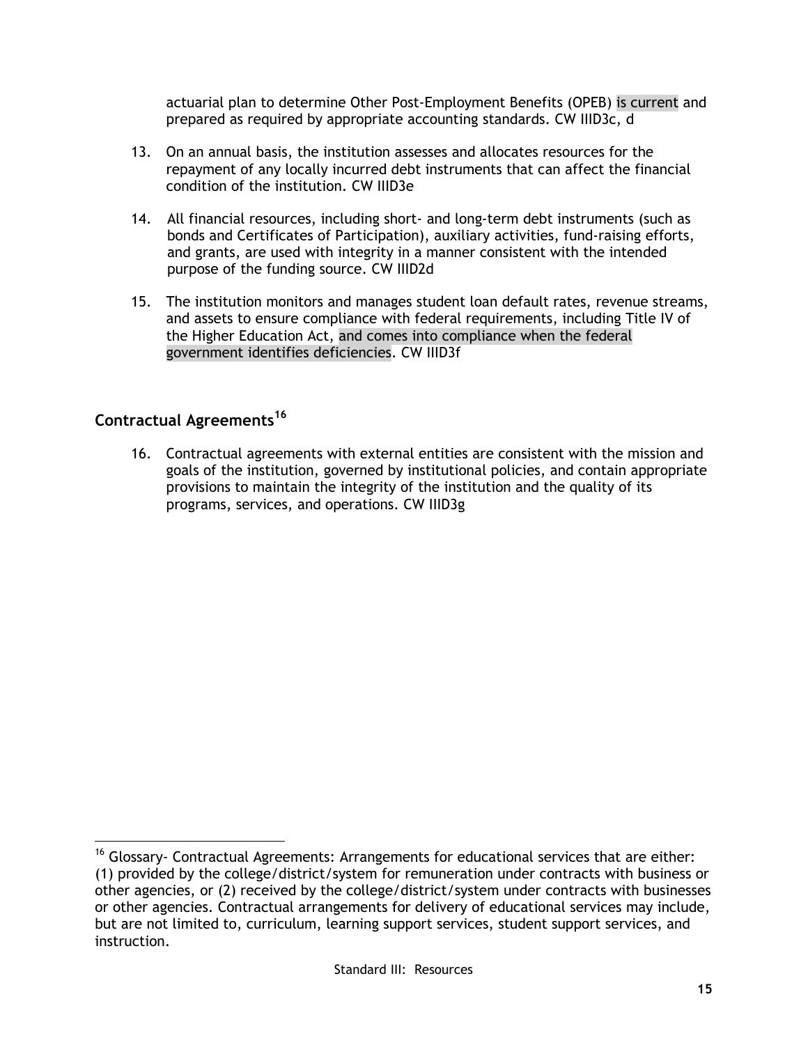actuarial plan to determine Other Post-Employment Benefits (OPEB) is current and prepared as required by appropriate accounting standards. CW IIID3c, d

13. On an annual basis, the institution assesses and allocates resources for the repayment of any locally incurred debt instruments that can affect the financial condition of the institution. CW IIID3e

14. All financial resources, including short- and long-term debt instruments (such as bonds and Certificates of Participation), auxiliary activities, fund-raising efforts, and grants, are used with integrity in a manner consistent with the intended purpose of the funding source. CW IIID2d

15. The institution monitors and manages student loan default rates, revenue streams, and assets to ensure compliance with federal requirements, including Title IV of the Higher Education Act, and comes into compliance when the federal government identifies deficiencies. CW IIID3f

## Contractual Agreements[16]

16. Contractual agreements with external entities are consistent with the mission and goals of the institution, governed by institutional policies, and contain appropriate provisions to maintain the integrity of the institution and the quality of its programs, services, and operations. CW IIID3g

---

[16] Glossary- Contractual Agreements: Arrangements for educational services that are either: (1) provided by the college/district/system for remuneration under contracts with business or other agencies, or (2) received by the college/district/system under contracts with businesses or other agencies. Contractual arrangements for delivery of educational services may include, but are not limited to, curriculum, learning support services, student support services, and instruction.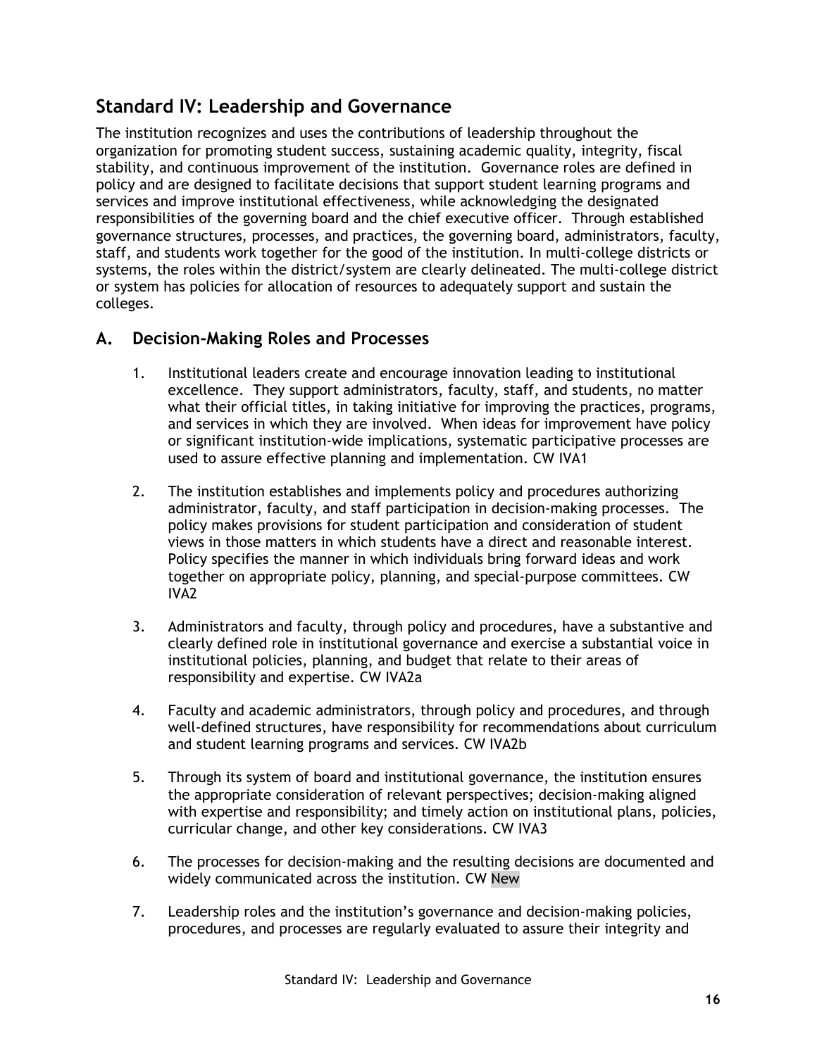## Standard IV: Leadership and Governance

The institution recognizes and uses the contributions of leadership throughout the organization for promoting student success, sustaining academic quality, integrity, fiscal stability, and continuous improvement of the institution. Governance roles are defined in policy and are designed to facilitate decisions that support student learning programs and services and improve institutional effectiveness, while acknowledging the designated responsibilities of the governing board and the chief executive officer. Through established governance structures, processes, and practices, the governing board, administrators, faculty, staff, and students work together for the good of the institution. In multi-college districts or systems, the roles within the district/system are clearly delineated. The multi-college district or system has policies for allocation of resources to adequately support and sustain the colleges.

### A. Decision-Making Roles and Processes

1. Institutional leaders create and encourage innovation leading to institutional excellence. They support administrators, faculty, staff, and students, no matter what their official titles, in taking initiative for improving the practices, programs, and services in which they are involved. When ideas for improvement have policy or significant institution-wide implications, systematic participative processes are used to assure effective planning and implementation. CW IVA1

2. The institution establishes and implements policy and procedures authorizing administrator, faculty, and staff participation in decision-making processes. The policy makes provisions for student participation and consideration of student views in those matters in which students have a direct and reasonable interest. Policy specifies the manner in which individuals bring forward ideas and work together on appropriate policy, planning, and special-purpose committees. CW IVA2

3. Administrators and faculty, through policy and procedures, have a substantive and clearly defined role in institutional governance and exercise a substantial voice in institutional policies, planning, and budget that relate to their areas of responsibility and expertise. CW IVA2a

4. Faculty and academic administrators, through policy and procedures, and through well-defined structures, have responsibility for recommendations about curriculum and student learning programs and services. CW IVA2b

5. Through its system of board and institutional governance, the institution ensures the appropriate consideration of relevant perspectives; decision-making aligned with expertise and responsibility; and timely action on institutional plans, policies, curricular change, and other key considerations. CW IVA3

6. The processes for decision-making and the resulting decisions are documented and widely communicated across the institution. CW New

7. Leadership roles and the institution's governance and decision-making policies, procedures, and processes are regularly evaluated to assure their integrity and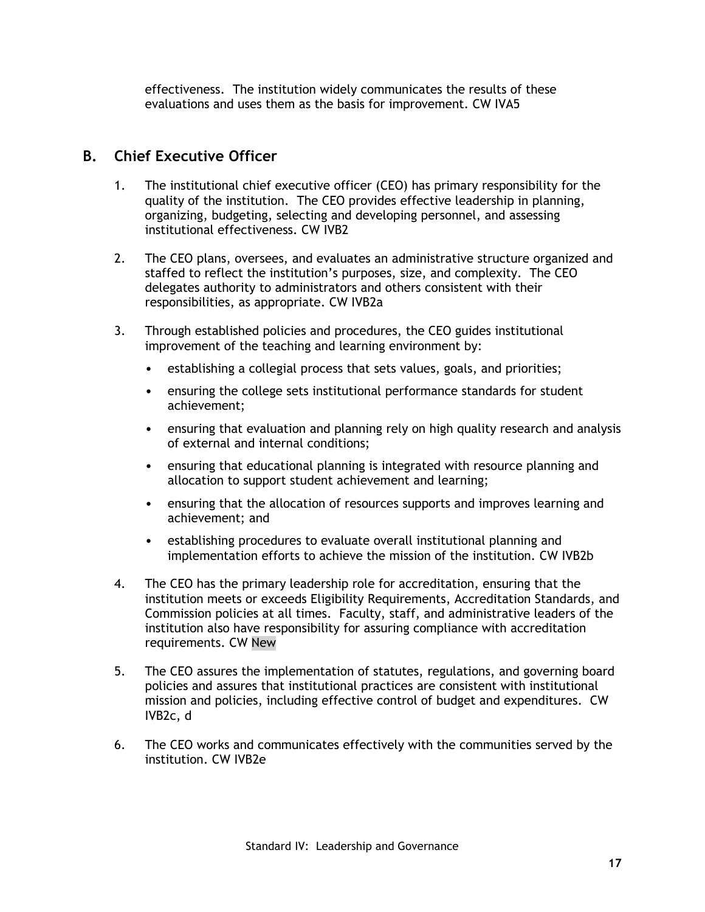effectiveness. The institution widely communicates the results of these evaluations and uses them as the basis for improvement. CW IVA5

## B. Chief Executive Officer

1. The institutional chief executive officer (CEO) has primary responsibility for the quality of the institution. The CEO provides effective leadership in planning, organizing, budgeting, selecting and developing personnel, and assessing institutional effectiveness. CW IVB2

2. The CEO plans, oversees, and evaluates an administrative structure organized and staffed to reflect the institution's purposes, size, and complexity. The CEO delegates authority to administrators and others consistent with their responsibilities, as appropriate. CW IVB2a

3. Through established policies and procedures, the CEO guides institutional improvement of the teaching and learning environment by:

   - establishing a collegial process that sets values, goals, and priorities;
   - ensuring the college sets institutional performance standards for student achievement;
   - ensuring that evaluation and planning rely on high quality research and analysis of external and internal conditions;
   - ensuring that educational planning is integrated with resource planning and allocation to support student achievement and learning;
   - ensuring that the allocation of resources supports and improves learning and achievement; and
   - establishing procedures to evaluate overall institutional planning and implementation efforts to achieve the mission of the institution. CW IVB2b

4. The CEO has the primary leadership role for accreditation, ensuring that the institution meets or exceeds Eligibility Requirements, Accreditation Standards, and Commission policies at all times. Faculty, staff, and administrative leaders of the institution also have responsibility for assuring compliance with accreditation requirements. CW New

5. The CEO assures the implementation of statutes, regulations, and governing board policies and assures that institutional practices are consistent with institutional mission and policies, including effective control of budget and expenditures. CW IVB2c, d

6. The CEO works and communicates effectively with the communities served by the institution. CW IVB2e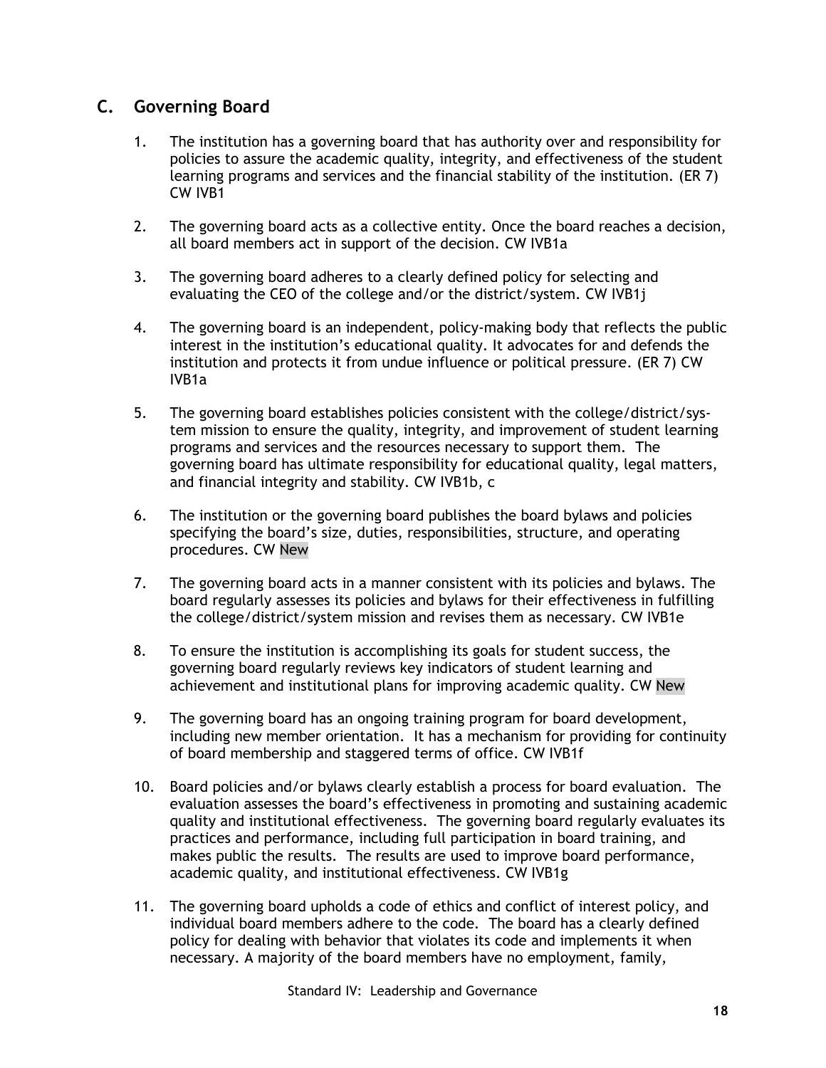## C. Governing Board

1. The institution has a governing board that has authority over and responsibility for policies to assure the academic quality, integrity, and effectiveness of the student learning programs and services and the financial stability of the institution. (ER 7) CW IVB1

2. The governing board acts as a collective entity. Once the board reaches a decision, all board members act in support of the decision. CW IVB1a

3. The governing board adheres to a clearly defined policy for selecting and evaluating the CEO of the college and/or the district/system. CW IVB1j

4. The governing board is an independent, policy-making body that reflects the public interest in the institution's educational quality. It advocates for and defends the institution and protects it from undue influence or political pressure. (ER 7) CW IVB1a

5. The governing board establishes policies consistent with the college/district/system mission to ensure the quality, integrity, and improvement of student learning programs and services and the resources necessary to support them. The governing board has ultimate responsibility for educational quality, legal matters, and financial integrity and stability. CW IVB1b, c

6. The institution or the governing board publishes the board bylaws and policies specifying the board's size, duties, responsibilities, structure, and operating procedures. CW New

7. The governing board acts in a manner consistent with its policies and bylaws. The board regularly assesses its policies and bylaws for their effectiveness in fulfilling the college/district/system mission and revises them as necessary. CW IVB1e

8. To ensure the institution is accomplishing its goals for student success, the governing board regularly reviews key indicators of student learning and achievement and institutional plans for improving academic quality. CW New

9. The governing board has an ongoing training program for board development, including new member orientation. It has a mechanism for providing for continuity of board membership and staggered terms of office. CW IVB1f

10. Board policies and/or bylaws clearly establish a process for board evaluation. The evaluation assesses the board's effectiveness in promoting and sustaining academic quality and institutional effectiveness. The governing board regularly evaluates its practices and performance, including full participation in board training, and makes public the results. The results are used to improve board performance, academic quality, and institutional effectiveness. CW IVB1g

11. The governing board upholds a code of ethics and conflict of interest policy, and individual board members adhere to the code. The board has a clearly defined policy for dealing with behavior that violates its code and implements it when necessary. A majority of the board members have no employment, family,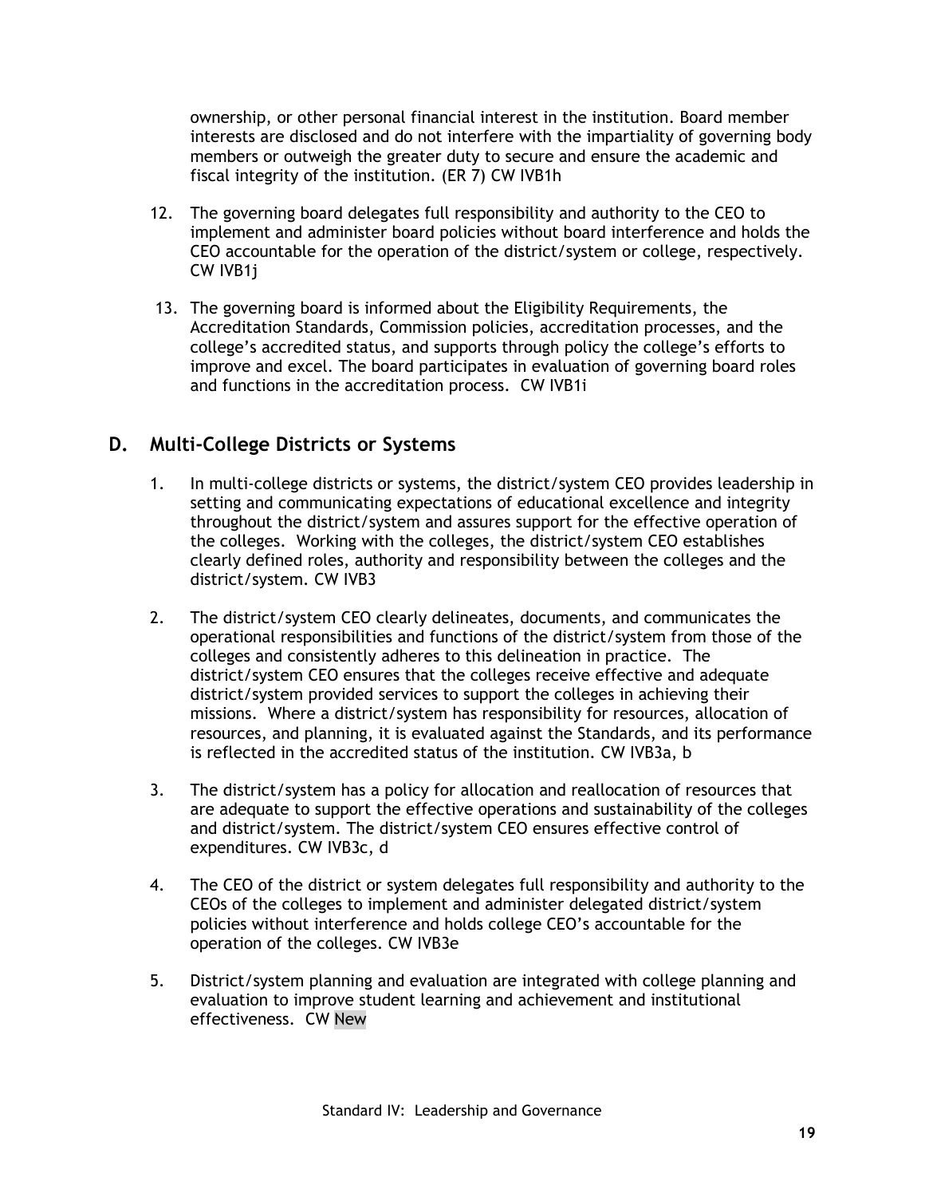ownership, or other personal financial interest in the institution. Board member interests are disclosed and do not interfere with the impartiality of governing body members or outweigh the greater duty to secure and ensure the academic and fiscal integrity of the institution. (ER 7) CW IVB1h

12. The governing board delegates full responsibility and authority to the CEO to implement and administer board policies without board interference and holds the CEO accountable for the operation of the district/system or college, respectively. CW IVB1j

13. The governing board is informed about the Eligibility Requirements, the Accreditation Standards, Commission policies, accreditation processes, and the college's accredited status, and supports through policy the college's efforts to improve and excel. The board participates in evaluation of governing board roles and functions in the accreditation process. CW IVB1i

## D. Multi-College Districts or Systems

1. In multi-college districts or systems, the district/system CEO provides leadership in setting and communicating expectations of educational excellence and integrity throughout the district/system and assures support for the effective operation of the colleges. Working with the colleges, the district/system CEO establishes clearly defined roles, authority and responsibility between the colleges and the district/system. CW IVB3

2. The district/system CEO clearly delineates, documents, and communicates the operational responsibilities and functions of the district/system from those of the colleges and consistently adheres to this delineation in practice. The district/system CEO ensures that the colleges receive effective and adequate district/system provided services to support the colleges in achieving their missions. Where a district/system has responsibility for resources, allocation of resources, and planning, it is evaluated against the Standards, and its performance is reflected in the accredited status of the institution. CW IVB3a, b

3. The district/system has a policy for allocation and reallocation of resources that are adequate to support the effective operations and sustainability of the colleges and district/system. The district/system CEO ensures effective control of expenditures. CW IVB3c, d

4. The CEO of the district or system delegates full responsibility and authority to the CEOs of the colleges to implement and administer delegated district/system policies without interference and holds college CEO's accountable for the operation of the colleges. CW IVB3e

5. District/system planning and evaluation are integrated with college planning and evaluation to improve student learning and achievement and institutional effectiveness. CW New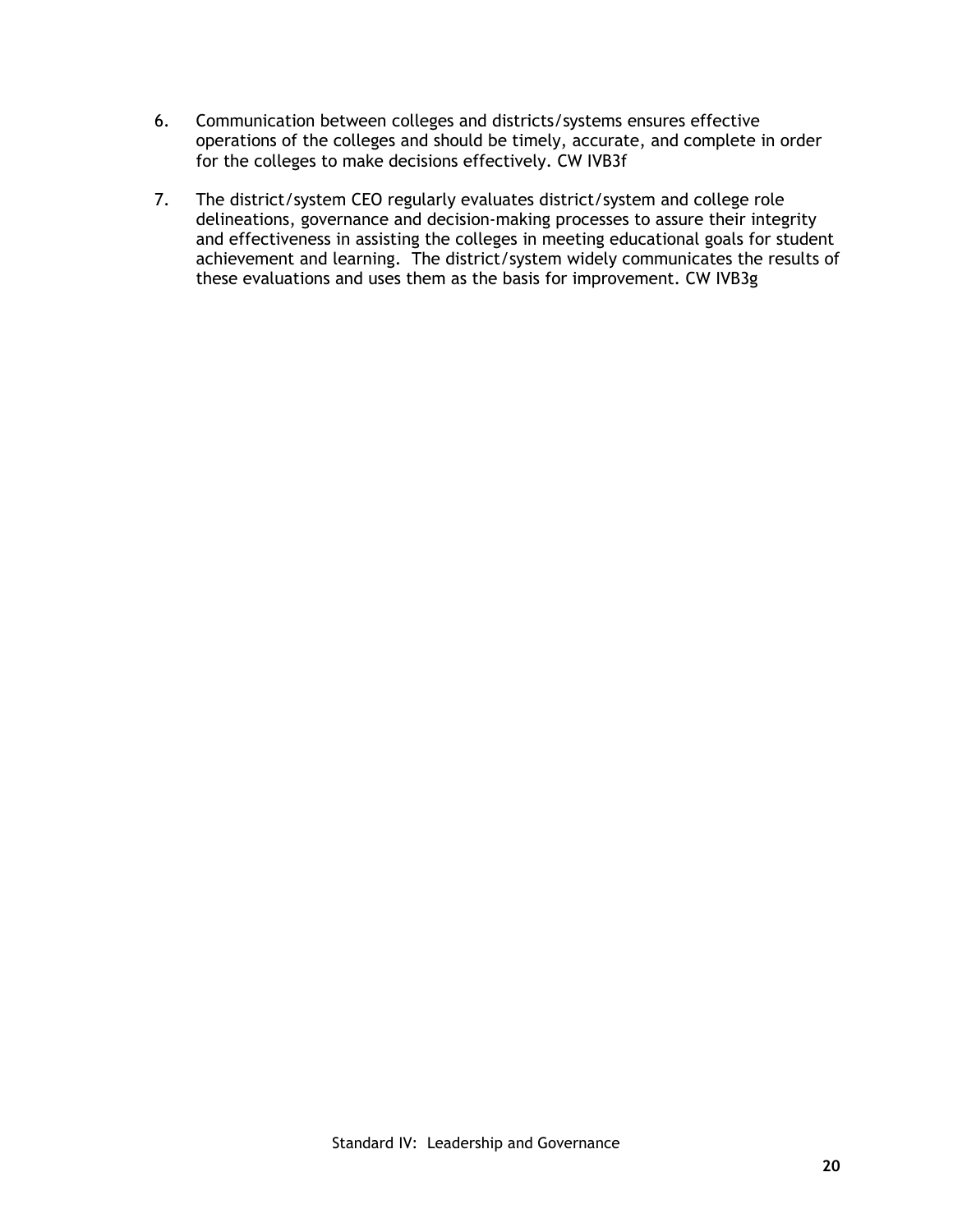6. Communication between colleges and districts/systems ensures effective operations of the colleges and should be timely, accurate, and complete in order for the colleges to make decisions effectively. CW IVB3f

7. The district/system CEO regularly evaluates district/system and college role delineations, governance and decision-making processes to assure their integrity and effectiveness in assisting the colleges in meeting educational goals for student achievement and learning. The district/system widely communicates the results of these evaluations and uses them as the basis for improvement. CW IVB3g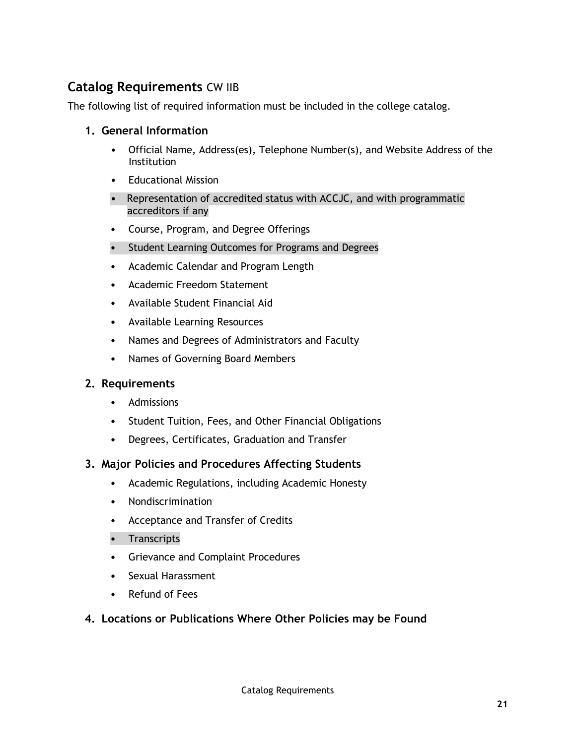## Catalog Requirements CW IIB

The following list of required information must be included in the college catalog.

### 1. General Information

- Official Name, Address(es), Telephone Number(s), and Website Address of the Institution
- Educational Mission
- Representation of accredited status with ACCJC, and with programmatic accreditors if any
- Course, Program, and Degree Offerings
- Student Learning Outcomes for Programs and Degrees
- Academic Calendar and Program Length
- Academic Freedom Statement
- Available Student Financial Aid
- Available Learning Resources
- Names and Degrees of Administrators and Faculty
- Names of Governing Board Members

### 2. Requirements

- Admissions
- Student Tuition, Fees, and Other Financial Obligations
- Degrees, Certificates, Graduation and Transfer

### 3. Major Policies and Procedures Affecting Students

- Academic Regulations, including Academic Honesty
- Nondiscrimination
- Acceptance and Transfer of Credits
- Transcripts
- Grievance and Complaint Procedures
- Sexual Harassment
- Refund of Fees

### 4. Locations or Publications Where Other Policies may be Found